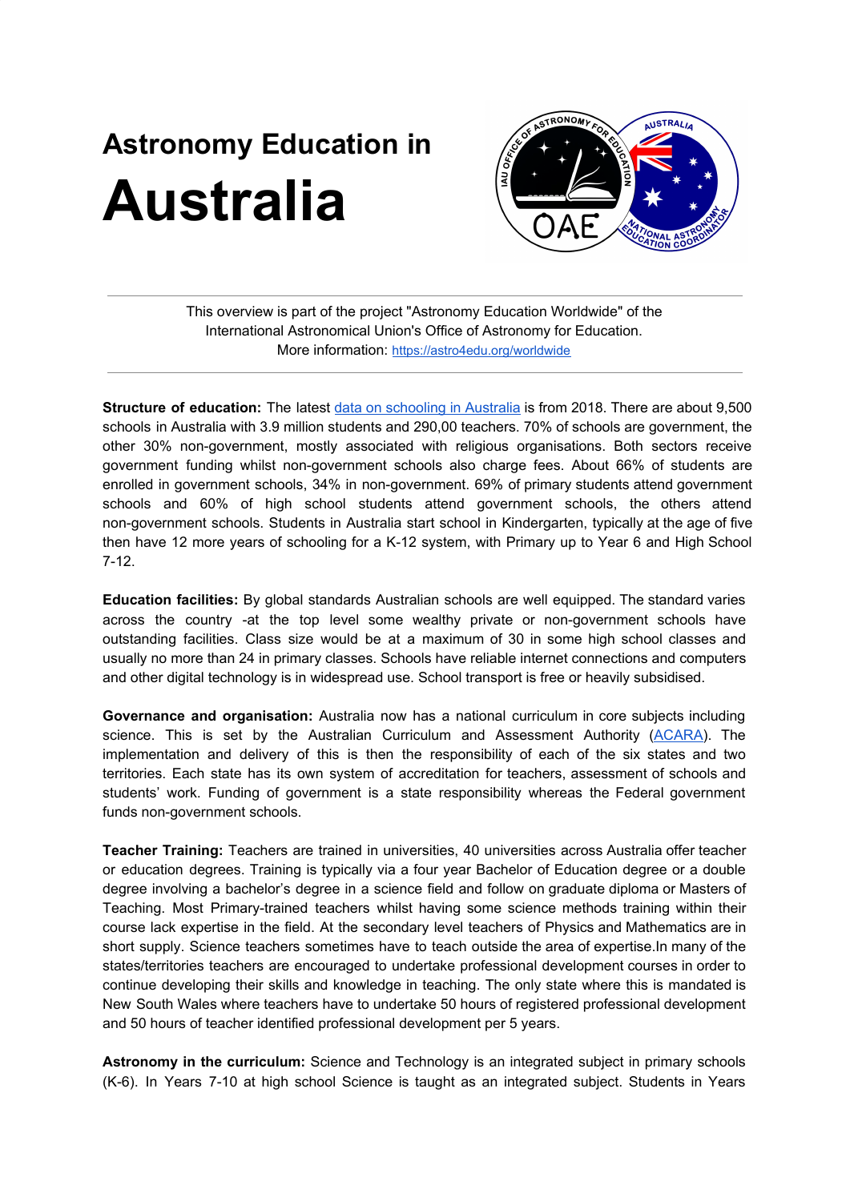# Astronomy Education in
# Australia

---

This overview is part of the project "Astronomy Education Worldwide" of the International Astronomical Union's Office of Astronomy for Education.
More information: https://astro4edu.org/worldwide

---

**Structure of education:** The latest data on schooling in Australia is from 2018. There are about 9,500 schools in Australia with 3.9 million students and 290,00 teachers. 70% of schools are government, the other 30% non-government, mostly associated with religious organisations. Both sectors receive government funding whilst non-government schools also charge fees. About 66% of students are enrolled in government schools, 34% in non-government. 69% of primary students attend government schools and 60% of high school students attend government schools, the others attend non-government schools. Students in Australia start school in Kindergarten, typically at the age of five then have 12 more years of schooling for a K-12 system, with Primary up to Year 6 and High School 7-12.

**Education facilities:** By global standards Australian schools are well equipped. The standard varies across the country -at the top level some wealthy private or non-government schools have outstanding facilities. Class size would be at a maximum of 30 in some high school classes and usually no more than 24 in primary classes. Schools have reliable internet connections and computers and other digital technology is in widespread use. School transport is free or heavily subsidised.

**Governance and organisation:** Australia now has a national curriculum in core subjects including science. This is set by the Australian Curriculum and Assessment Authority (ACARA). The implementation and delivery of this is then the responsibility of each of the six states and two territories. Each state has its own system of accreditation for teachers, assessment of schools and students' work. Funding of government is a state responsibility whereas the Federal government funds non-government schools.

**Teacher Training:** Teachers are trained in universities, 40 universities across Australia offer teacher or education degrees. Training is typically via a four year Bachelor of Education degree or a double degree involving a bachelor's degree in a science field and follow on graduate diploma or Masters of Teaching. Most Primary-trained teachers whilst having some science methods training within their course lack expertise in the field. At the secondary level teachers of Physics and Mathematics are in short supply. Science teachers sometimes have to teach outside the area of expertise.In many of the states/territories teachers are encouraged to undertake professional development courses in order to continue developing their skills and knowledge in teaching. The only state where this is mandated is New South Wales where teachers have to undertake 50 hours of registered professional development and 50 hours of teacher identified professional development per 5 years.

**Astronomy in the curriculum:** Science and Technology is an integrated subject in primary schools (K-6). In Years 7-10 at high school Science is taught as an integrated subject. Students in Years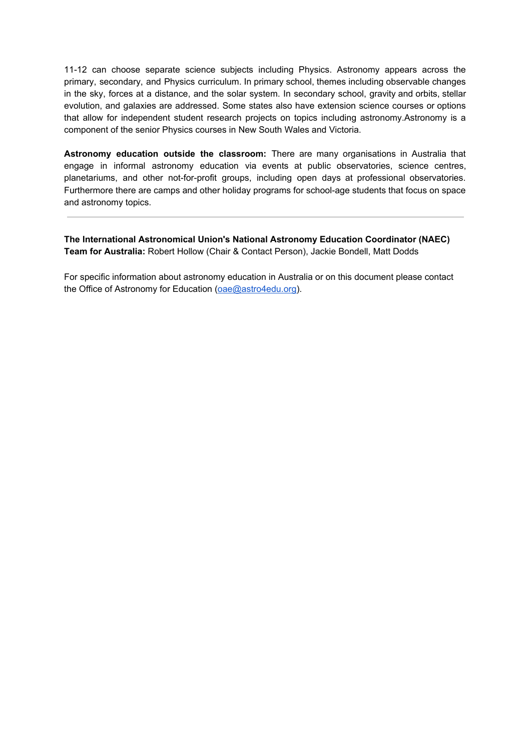11-12 can choose separate science subjects including Physics. Astronomy appears across the primary, secondary, and Physics curriculum. In primary school, themes including observable changes in the sky, forces at a distance, and the solar system. In secondary school, gravity and orbits, stellar evolution, and galaxies are addressed. Some states also have extension science courses or options that allow for independent student research projects on topics including astronomy.Astronomy is a component of the senior Physics courses in New South Wales and Victoria.

**Astronomy education outside the classroom:** There are many organisations in Australia that engage in informal astronomy education via events at public observatories, science centres, planetariums, and other not-for-profit groups, including open days at professional observatories. Furthermore there are camps and other holiday programs for school-age students that focus on space and astronomy topics.

---

**The International Astronomical Union's National Astronomy Education Coordinator (NAEC) Team for Australia:** Robert Hollow (Chair & Contact Person), Jackie Bondell, Matt Dodds

For specific information about astronomy education in Australia or on this document please contact the Office of Astronomy for Education (oae@astro4edu.org).